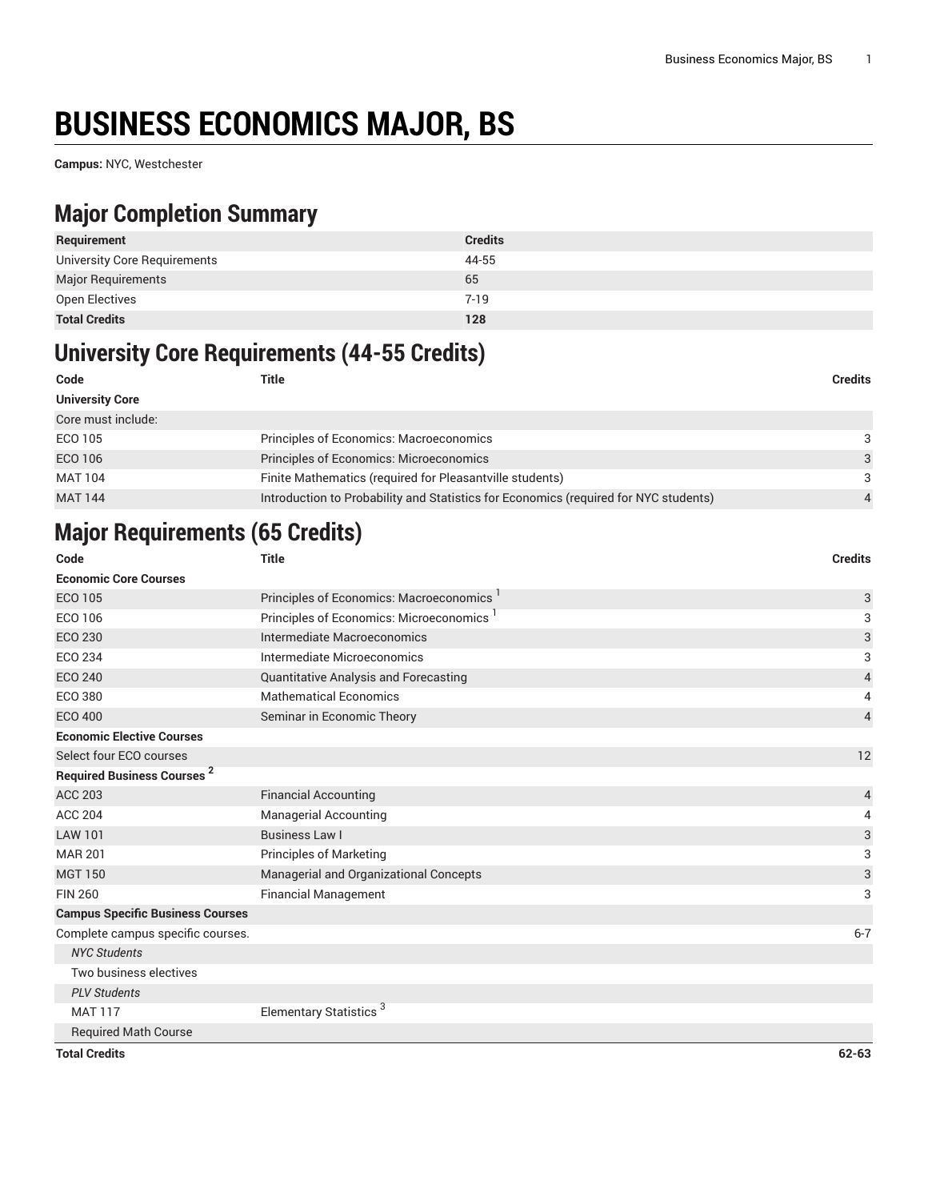# BUSINESS ECONOMICS MAJOR, BS

**Campus:** NYC, Westchester

## Major Completion Summary

| Requirement | Credits |
|---|---|
| University Core Requirements | 44-55 |
| Major Requirements | 65 |
| Open Electives | 7-19 |
| **Total Credits** | **128** |

## University Core Requirements (44-55 Credits)

| Code | Title | Credits |
|---|---|---|
| **University Core** | | |
| Core must include: | | |
| ECO 105 | Principles of Economics: Macroeconomics | 3 |
| ECO 106 | Principles of Economics: Microeconomics | 3 |
| MAT 104 | Finite Mathematics (required for Pleasantville students) | 3 |
| MAT 144 | Introduction to Probability and Statistics for Economics (required for NYC students) | 4 |

## Major Requirements (65 Credits)

| Code | Title | Credits |
|---|---|---|
| **Economic Core Courses** | | |
| ECO 105 | Principles of Economics: Macroeconomics [1] | 3 |
| ECO 106 | Principles of Economics: Microeconomics [1] | 3 |
| ECO 230 | Intermediate Macroeconomics | 3 |
| ECO 234 | Intermediate Microeconomics | 3 |
| ECO 240 | Quantitative Analysis and Forecasting | 4 |
| ECO 380 | Mathematical Economics | 4 |
| ECO 400 | Seminar in Economic Theory | 4 |
| **Economic Elective Courses** | | |
| Select four ECO courses | | 12 |
| **Required Business Courses [2]** | | |
| ACC 203 | Financial Accounting | 4 |
| ACC 204 | Managerial Accounting | 4 |
| LAW 101 | Business Law I | 3 |
| MAR 201 | Principles of Marketing | 3 |
| MGT 150 | Managerial and Organizational Concepts | 3 |
| FIN 260 | Financial Management | 3 |
| **Campus Specific Business Courses** | | |
| Complete campus specific courses. | | 6-7 |
| *NYC Students* | | |
| Two business electives | | |
| *PLV Students* | | |
| MAT 117 | Elementary Statistics [3] | |
| Required Math Course | | |
| **Total Credits** | | **62-63** |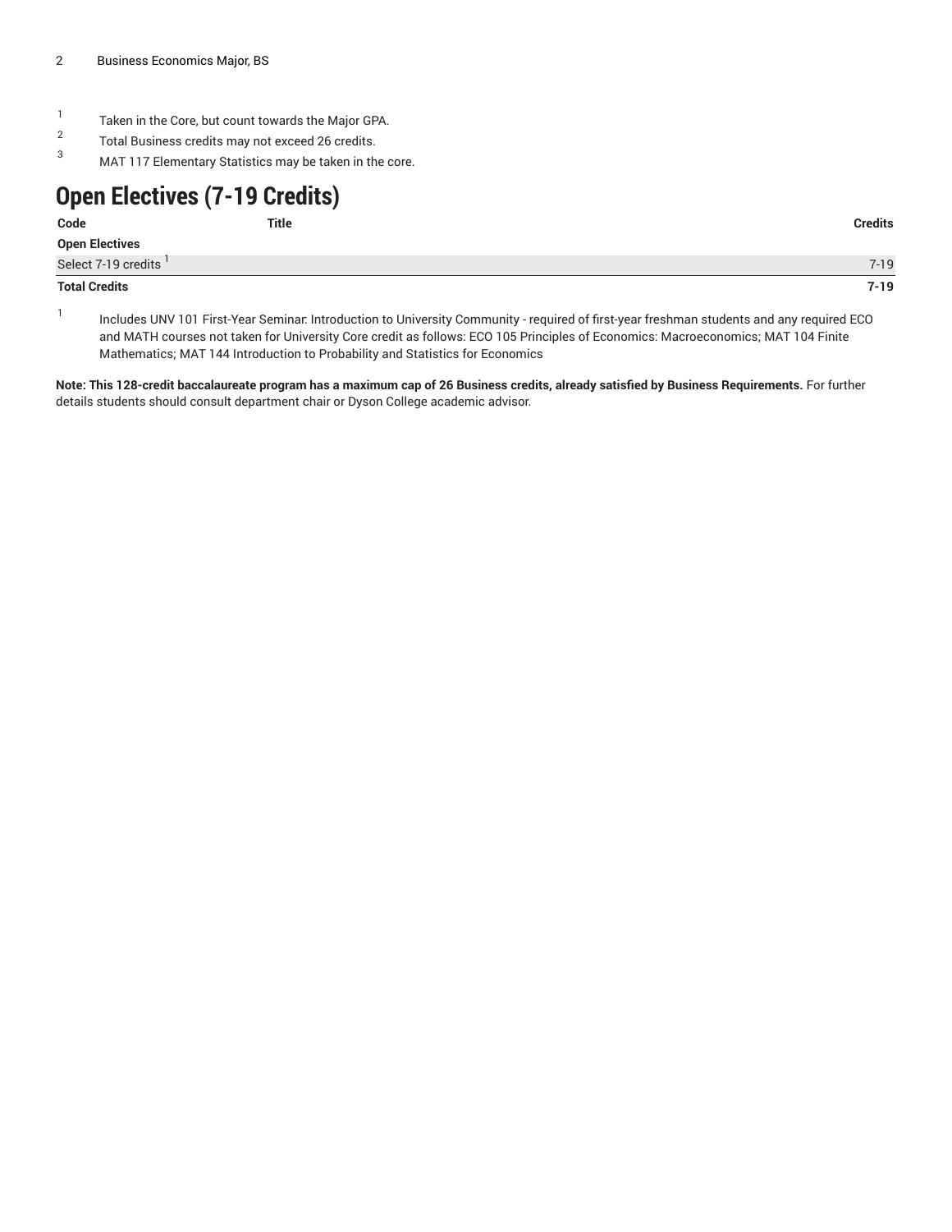1. Taken in the Core, but count towards the Major GPA.
2. Total Business credits may not exceed 26 credits.
3. MAT 117 Elementary Statistics may be taken in the core.

## Open Electives (7-19 Credits)

| Code | Title | Credits |
| --- | --- | --- |
| **Open Electives** | | |
| Select 7-19 credits [1] | | 7-19 |
| **Total Credits** | | **7-19** |

1. Includes UNV 101 First-Year Seminar: Introduction to University Community - required of first-year freshman students and any required ECO and MATH courses not taken for University Core credit as follows: ECO 105 Principles of Economics: Macroeconomics; MAT 104 Finite Mathematics; MAT 144 Introduction to Probability and Statistics for Economics

**Note: This 128-credit baccalaureate program has a maximum cap of 26 Business credits, already satisfied by Business Requirements.** For further details students should consult department chair or Dyson College academic advisor.